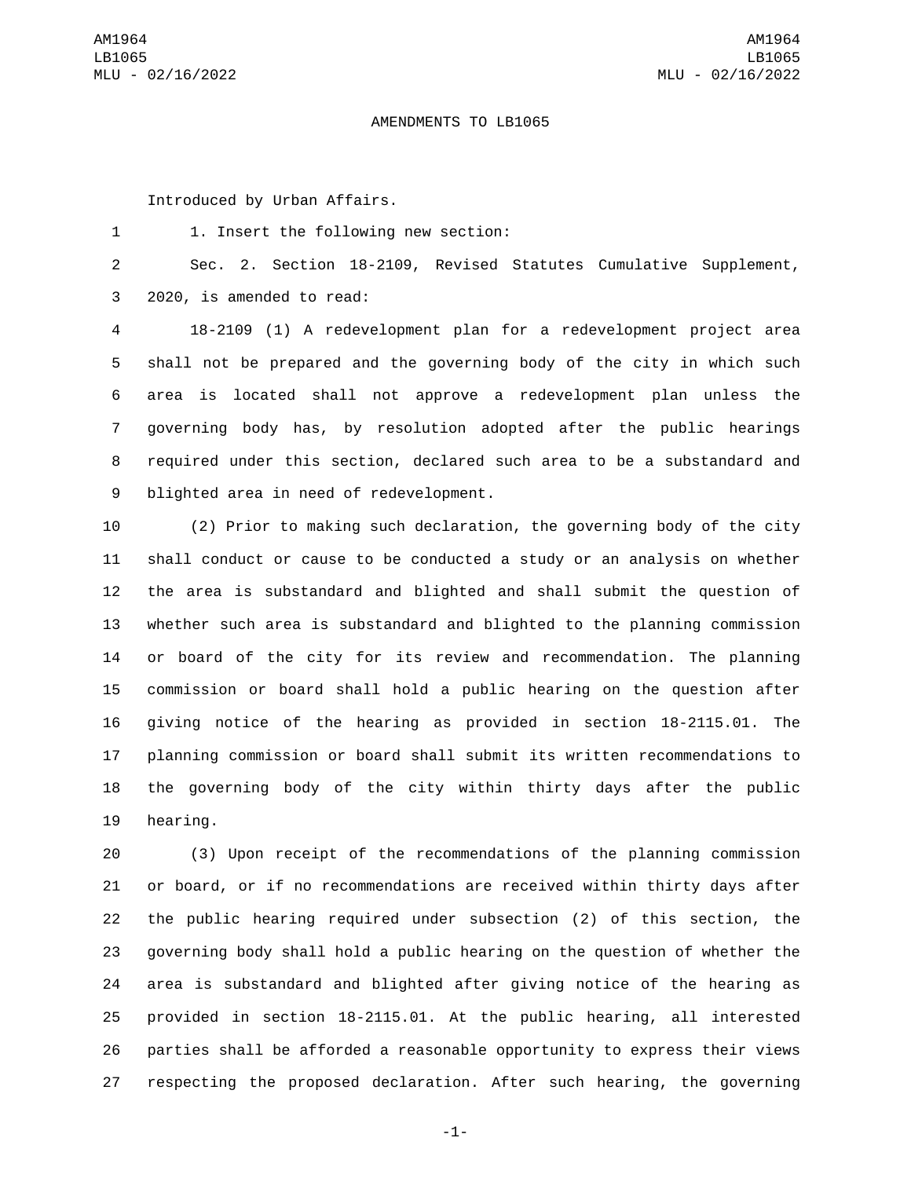AMENDMENTS TO LB1065

Introduced by Urban Affairs.

1. Insert the following new section:

Sec. 2. Section 18-2109, Revised Statutes Cumulative Supplement, 2020, is amended to read:

18-2109 (1) A redevelopment plan for a redevelopment project area shall not be prepared and the governing body of the city in which such area is located shall not approve a redevelopment plan unless the governing body has, by resolution adopted after the public hearings required under this section, declared such area to be a substandard and blighted area in need of redevelopment.

(2) Prior to making such declaration, the governing body of the city shall conduct or cause to be conducted a study or an analysis on whether the area is substandard and blighted and shall submit the question of whether such area is substandard and blighted to the planning commission or board of the city for its review and recommendation. The planning commission or board shall hold a public hearing on the question after giving notice of the hearing as provided in section 18-2115.01. The planning commission or board shall submit its written recommendations to the governing body of the city within thirty days after the public hearing.

(3) Upon receipt of the recommendations of the planning commission or board, or if no recommendations are received within thirty days after the public hearing required under subsection (2) of this section, the governing body shall hold a public hearing on the question of whether the area is substandard and blighted after giving notice of the hearing as provided in section 18-2115.01. At the public hearing, all interested parties shall be afforded a reasonable opportunity to express their views respecting the proposed declaration. After such hearing, the governing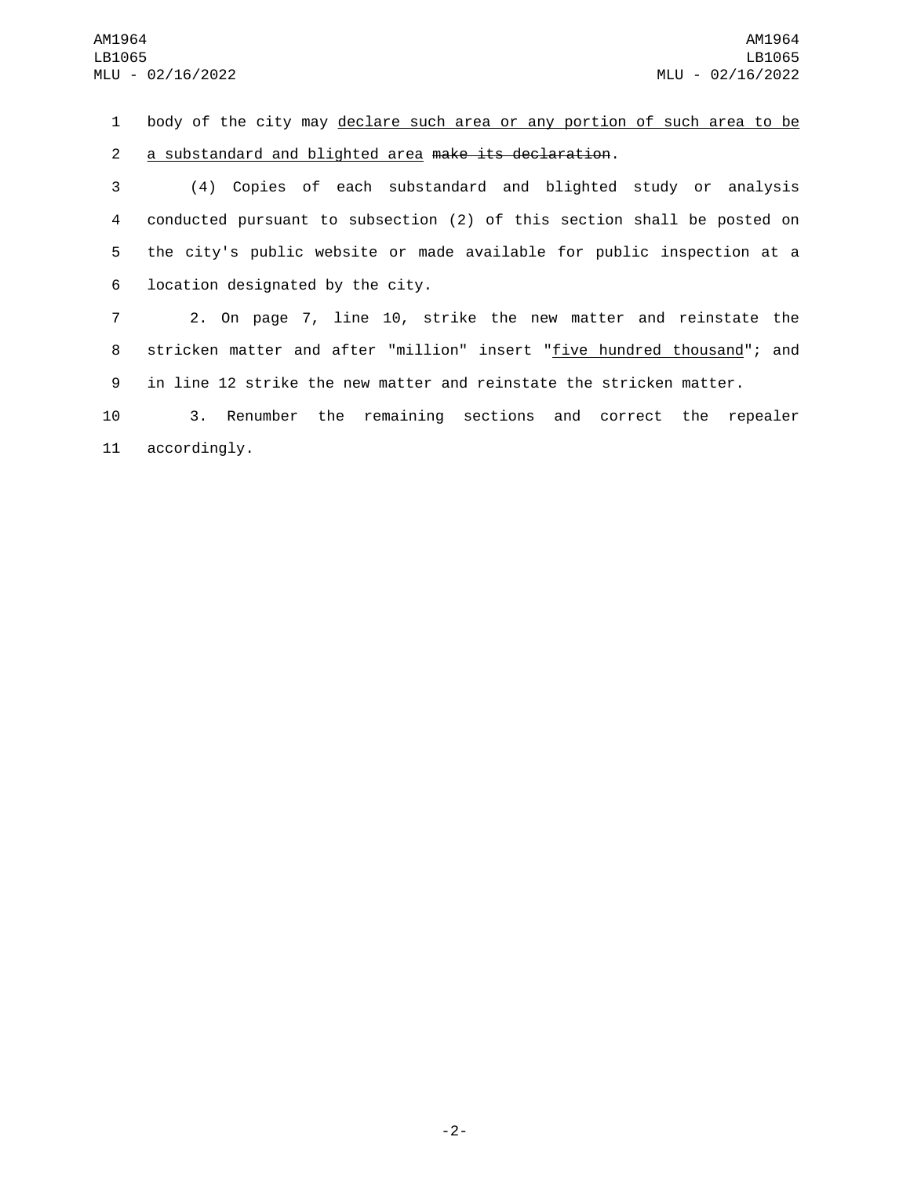body of the city may declare such area or any portion of such area to be a substandard and blighted area ~~make its declaration~~.

(4) Copies of each substandard and blighted study or analysis conducted pursuant to subsection (2) of this section shall be posted on the city's public website or made available for public inspection at a location designated by the city.

2. On page 7, line 10, strike the new matter and reinstate the stricken matter and after "million" insert "five hundred thousand"; and in line 12 strike the new matter and reinstate the stricken matter.

3. Renumber the remaining sections and correct the repealer accordingly.